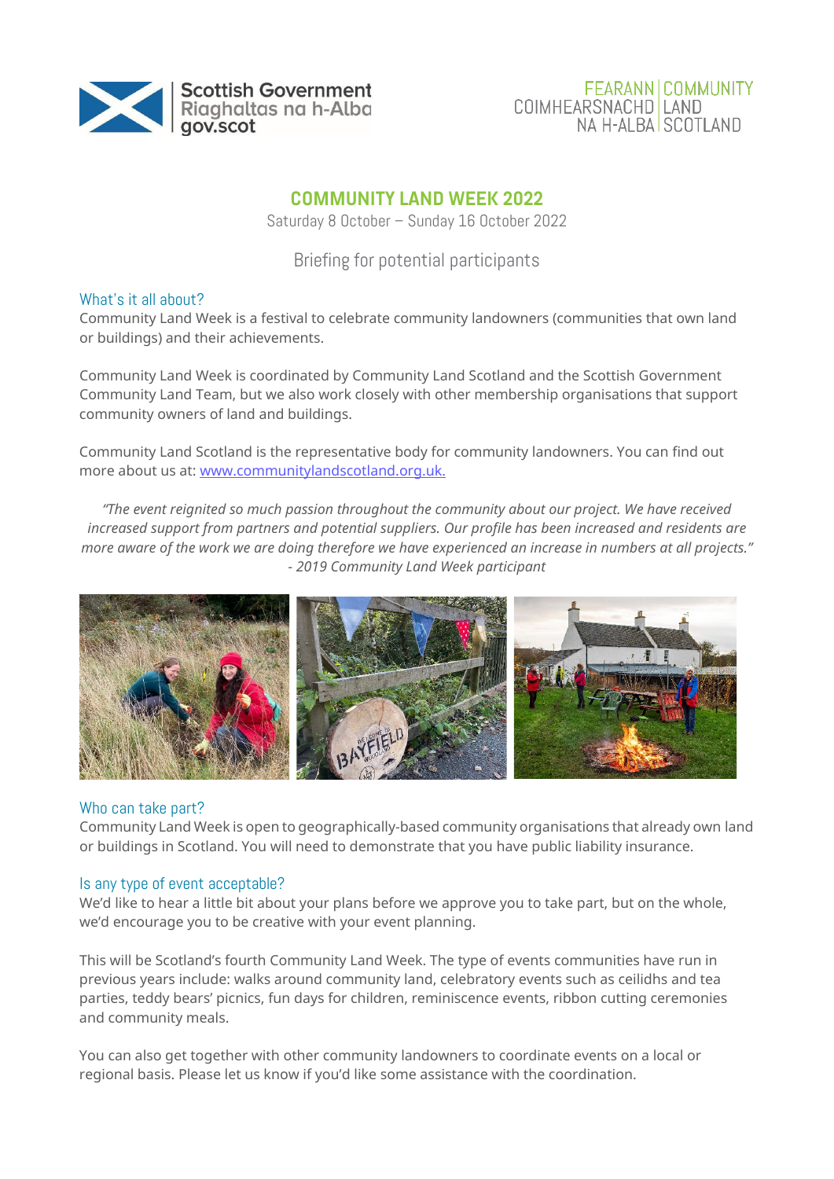Scottish Government
Riaghaltas na h-Alba
gov.scot

FEARANN COIMHEARSNACHD NA H-ALBA | COMMUNITY LAND SCOTLAND

# COMMUNITY LAND WEEK 2022

Saturday 8 October – Sunday 16 October 2022

Briefing for potential participants

## What's it all about?

Community Land Week is a festival to celebrate community landowners (communities that own land or buildings) and their achievements.

Community Land Week is coordinated by Community Land Scotland and the Scottish Government Community Land Team, but we also work closely with other membership organisations that support community owners of land and buildings.

Community Land Scotland is the representative body for community landowners. You can find out more about us at: www.communitylandscotland.org.uk.

*"The event reignited so much passion throughout the community about our project. We have received increased support from partners and potential suppliers. Our profile has been increased and residents are more aware of the work we are doing therefore we have experienced an increase in numbers at all projects."*
*- 2019 Community Land Week participant*

## Who can take part?

Community Land Week is open to geographically-based community organisations that already own land or buildings in Scotland. You will need to demonstrate that you have public liability insurance.

## Is any type of event acceptable?

We'd like to hear a little bit about your plans before we approve you to take part, but on the whole, we'd encourage you to be creative with your event planning.

This will be Scotland's fourth Community Land Week. The type of events communities have run in previous years include: walks around community land, celebratory events such as ceilidhs and tea parties, teddy bears' picnics, fun days for children, reminiscence events, ribbon cutting ceremonies and community meals.

You can also get together with other community landowners to coordinate events on a local or regional basis. Please let us know if you'd like some assistance with the coordination.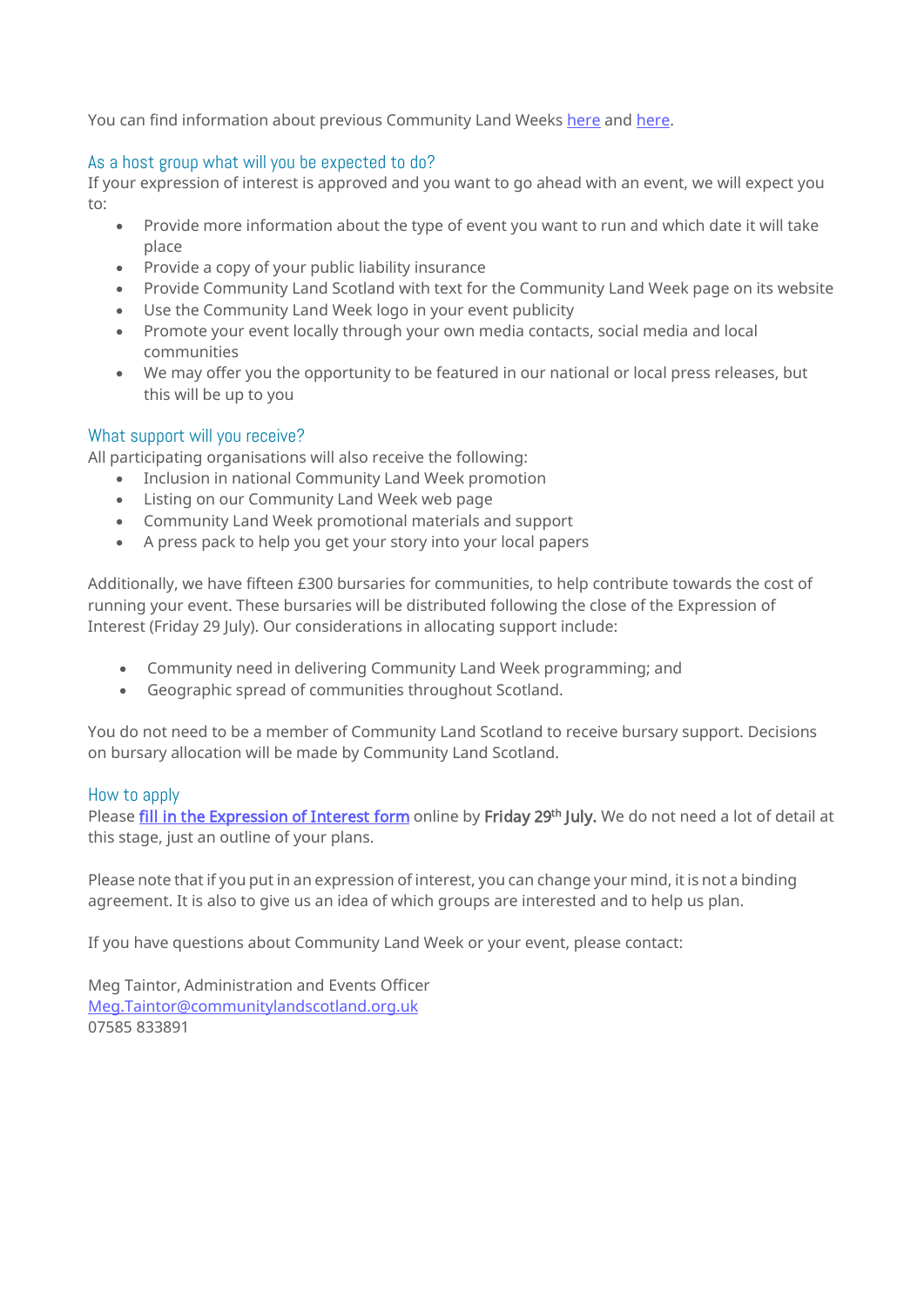You can find information about previous Community Land Weeks here and here.

## As a host group what will you be expected to do?

If your expression of interest is approved and you want to go ahead with an event, we will expect you to:

- Provide more information about the type of event you want to run and which date it will take place
- Provide a copy of your public liability insurance
- Provide Community Land Scotland with text for the Community Land Week page on its website
- Use the Community Land Week logo in your event publicity
- Promote your event locally through your own media contacts, social media and local communities
- We may offer you the opportunity to be featured in our national or local press releases, but this will be up to you

## What support will you receive?

All participating organisations will also receive the following:

- Inclusion in national Community Land Week promotion
- Listing on our Community Land Week web page
- Community Land Week promotional materials and support
- A press pack to help you get your story into your local papers

Additionally, we have fifteen £300 bursaries for communities, to help contribute towards the cost of running your event. These bursaries will be distributed following the close of the Expression of Interest (Friday 29 July). Our considerations in allocating support include:

- Community need in delivering Community Land Week programming; and
- Geographic spread of communities throughout Scotland.

You do not need to be a member of Community Land Scotland to receive bursary support. Decisions on bursary allocation will be made by Community Land Scotland.

## How to apply

Please fill in the Expression of Interest form online by **Friday 29th July.** We do not need a lot of detail at this stage, just an outline of your plans.

Please note that if you put in an expression of interest, you can change your mind, it is not a binding agreement. It is also to give us an idea of which groups are interested and to help us plan.

If you have questions about Community Land Week or your event, please contact:

Meg Taintor, Administration and Events Officer
Meg.Taintor@communitylandscotland.org.uk
07585 833891